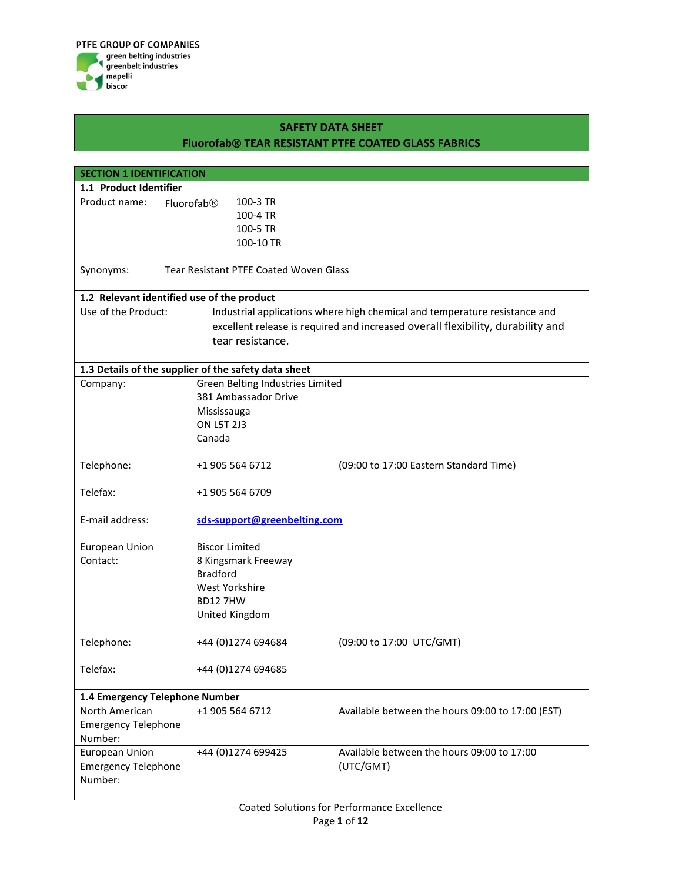PTFE GROUP OF COMPANIES
green belting industries
greenbelt industries
mapelli
biscor

# SAFETY DATA SHEET
## Fluorofab® TEAR RESISTANT PTFE COATED GLASS FABRICS

## SECTION 1 IDENTIFICATION

### 1.1 Product Identifier

| | | |
|---|---|---|
| Product name: | Fluorofab® | 100-3 TR<br>100-4 TR<br>100-5 TR<br>100-10 TR |
| Synonyms: | Tear Resistant PTFE Coated Woven Glass | |

### 1.2 Relevant identified use of the product

| | |
|---|---|
| Use of the Product: | Industrial applications where high chemical and temperature resistance and excellent release is required and increased overall flexibility, durability and tear resistance. |

### 1.3 Details of the supplier of the safety data sheet

| | | |
|---|---|---|
| Company: | Green Belting Industries Limited<br>381 Ambassador Drive<br>Mississauga<br>ON L5T 2J3<br>Canada | |
| Telephone: | +1 905 564 6712 | (09:00 to 17:00 Eastern Standard Time) |
| Telefax: | +1 905 564 6709 | |
| E-mail address: | **sds-support@greenbelting.com** | |
| European Union Contact: | Biscor Limited<br>8 Kingsmark Freeway<br>Bradford<br>West Yorkshire<br>BD12 7HW<br>United Kingdom | |
| Telephone: | +44 (0)1274 694684 | (09:00 to 17:00 UTC/GMT) |
| Telefax: | +44 (0)1274 694685 | |

### 1.4 Emergency Telephone Number

| | | |
|---|---|---|
| North American Emergency Telephone Number: | +1 905 564 6712 | Available between the hours 09:00 to 17:00 (EST) |
| European Union Emergency Telephone Number: | +44 (0)1274 699425 | Available between the hours 09:00 to 17:00 (UTC/GMT) |

Coated Solutions for Performance Excellence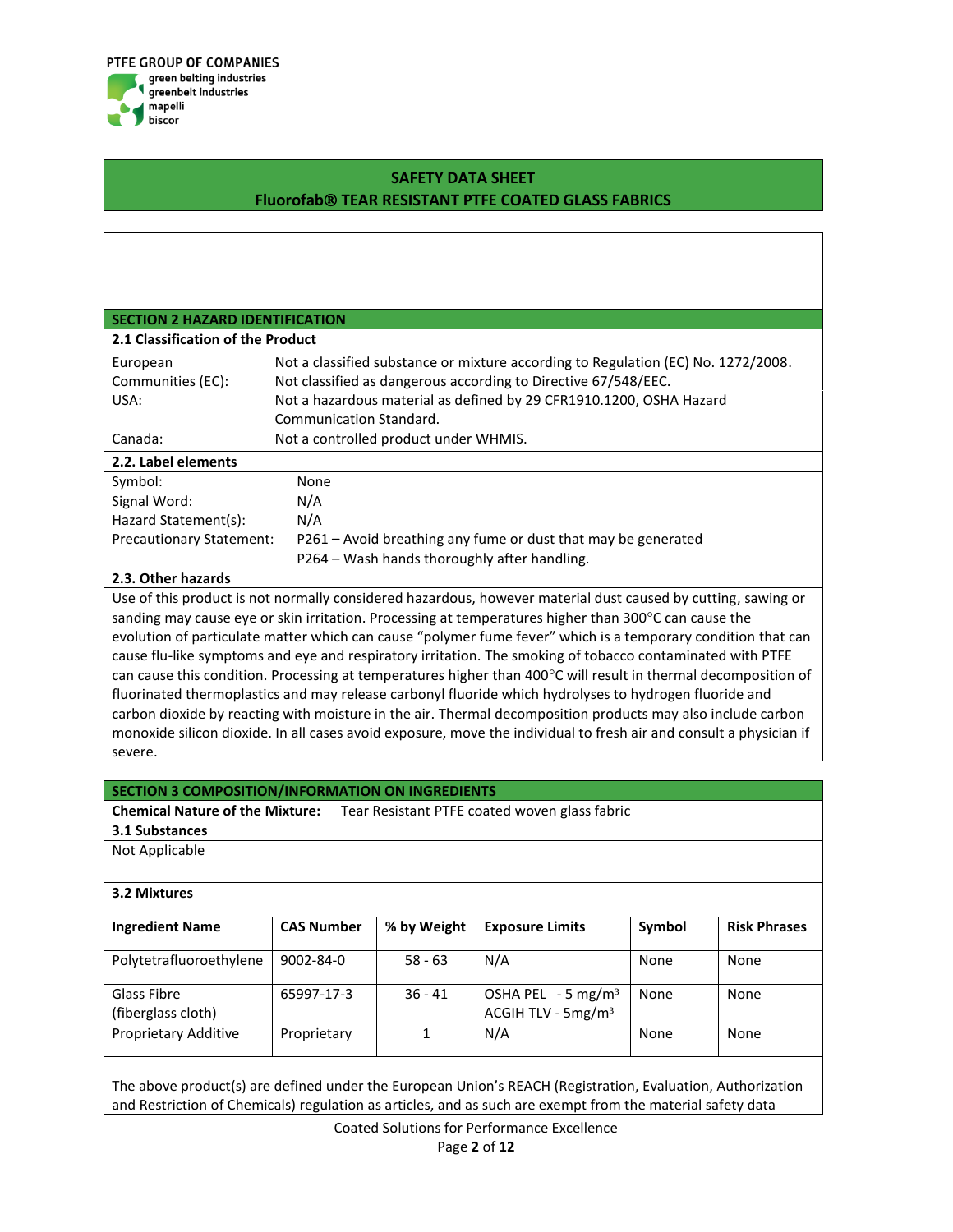## SAFETY DATA SHEET
## Fluorofab® TEAR RESISTANT PTFE COATED GLASS FABRICS

### SECTION 2 HAZARD IDENTIFICATION

**2.1 Classification of the Product**

| | |
|---|---|
| European Communities (EC): | Not a classified substance or mixture according to Regulation (EC) No. 1272/2008. Not classified as dangerous according to Directive 67/548/EEC. |
| USA: | Not a hazardous material as defined by 29 CFR1910.1200, OSHA Hazard Communication Standard. |
| Canada: | Not a controlled product under WHMIS. |

**2.2. Label elements**

| | |
|---|---|
| Symbol: | None |
| Signal Word: | N/A |
| Hazard Statement(s): | N/A |
| Precautionary Statement: | P261 **–** Avoid breathing any fume or dust that may be generated<br>P264 – Wash hands thoroughly after handling. |

**2.3. Other hazards**

Use of this product is not normally considered hazardous, however material dust caused by cutting, sawing or sanding may cause eye or skin irritation. Processing at temperatures higher than 300°C can cause the evolution of particulate matter which can cause "polymer fume fever" which is a temporary condition that can cause flu-like symptoms and eye and respiratory irritation. The smoking of tobacco contaminated with PTFE can cause this condition. Processing at temperatures higher than 400°C will result in thermal decomposition of fluorinated thermoplastics and may release carbonyl fluoride which hydrolyses to hydrogen fluoride and carbon dioxide by reacting with moisture in the air. Thermal decomposition products may also include carbon monoxide silicon dioxide. In all cases avoid exposure, move the individual to fresh air and consult a physician if severe.

### SECTION 3 COMPOSITION/INFORMATION ON INGREDIENTS

**Chemical Nature of the Mixture:** Tear Resistant PTFE coated woven glass fabric

**3.1 Substances**

Not Applicable

**3.2 Mixtures**

| Ingredient Name | CAS Number | % by Weight | Exposure Limits | Symbol | Risk Phrases |
|---|---|---|---|---|---|
| Polytetrafluoroethylene | 9002-84-0 | 58 - 63 | N/A | None | None |
| Glass Fibre (fiberglass cloth) | 65997-17-3 | 36 - 41 | OSHA PEL - 5 mg/m³<br>ACGIH TLV - 5mg/m³ | None | None |
| Proprietary Additive | Proprietary | 1 | N/A | None | None |

The above product(s) are defined under the European Union's REACH (Registration, Evaluation, Authorization and Restriction of Chemicals) regulation as articles, and as such are exempt from the material safety data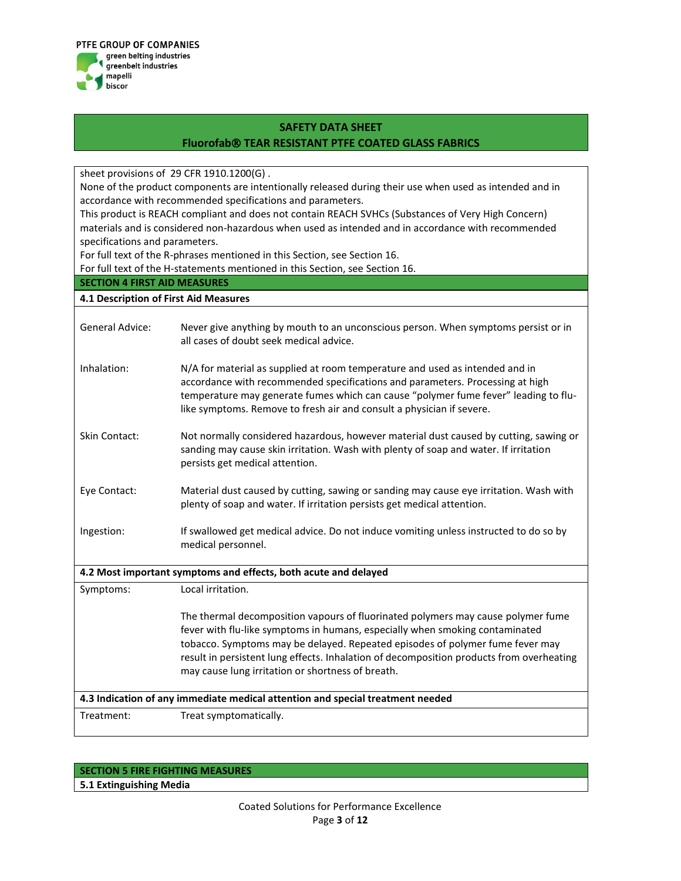sheet provisions of 29 CFR 1910.1200(G) .
None of the product components are intentionally released during their use when used as intended and in accordance with recommended specifications and parameters.
This product is REACH compliant and does not contain REACH SVHCs (Substances of Very High Concern) materials and is considered non-hazardous when used as intended and in accordance with recommended specifications and parameters.
For full text of the R-phrases mentioned in this Section, see Section 16.
For full text of the H-statements mentioned in this Section, see Section 16.

## SECTION 4 FIRST AID MEASURES

### 4.1 Description of First Aid Measures

| | |
|---|---|
| General Advice: | Never give anything by mouth to an unconscious person. When symptoms persist or in all cases of doubt seek medical advice. |
| Inhalation: | N/A for material as supplied at room temperature and used as intended and in accordance with recommended specifications and parameters. Processing at high temperature may generate fumes which can cause "polymer fume fever" leading to flu-like symptoms. Remove to fresh air and consult a physician if severe. |
| Skin Contact: | Not normally considered hazardous, however material dust caused by cutting, sawing or sanding may cause skin irritation. Wash with plenty of soap and water. If irritation persists get medical attention. |
| Eye Contact: | Material dust caused by cutting, sawing or sanding may cause eye irritation. Wash with plenty of soap and water. If irritation persists get medical attention. |
| Ingestion: | If swallowed get medical advice. Do not induce vomiting unless instructed to do so by medical personnel. |

### 4.2 Most important symptoms and effects, both acute and delayed

| | |
|---|---|
| Symptoms: | Local irritation.<br><br>The thermal decomposition vapours of fluorinated polymers may cause polymer fume fever with flu-like symptoms in humans, especially when smoking contaminated tobacco. Symptoms may be delayed. Repeated episodes of polymer fume fever may result in persistent lung effects. Inhalation of decomposition products from overheating may cause lung irritation or shortness of breath. |

### 4.3 Indication of any immediate medical attention and special treatment needed

| | |
|---|---|
| Treatment: | Treat symptomatically. |

## SECTION 5 FIRE FIGHTING MEASURES

### 5.1 Extinguishing Media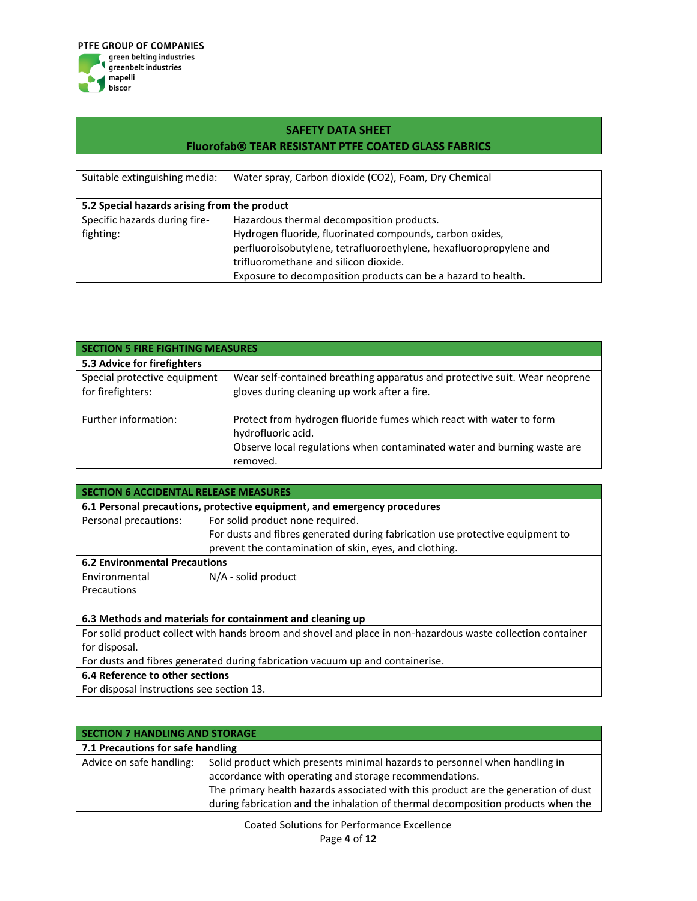| Suitable extinguishing media: | Water spray, Carbon dioxide ($CO_2$), Foam, Dry Chemical |
|---|---|

**5.2 Special hazards arising from the product**

| Specific hazards during fire-fighting: | Hazardous thermal decomposition products. Hydrogen fluoride, fluorinated compounds, carbon oxides, perfluoroisobutylene, tetrafluoroethylene, hexafluoropropylene and trifluoromethane and silicon dioxide. Exposure to decomposition products can be a hazard to health. |
|---|---|

## SECTION 5 FIRE FIGHTING MEASURES

**5.3 Advice for firefighters**

| Special protective equipment for firefighters: | Wear self-contained breathing apparatus and protective suit. Wear neoprene gloves during cleaning up work after a fire. |
|---|---|
| Further information: | Protect from hydrogen fluoride fumes which react with water to form hydrofluoric acid. Observe local regulations when contaminated water and burning waste are removed. |

## SECTION 6 ACCIDENTAL RELEASE MEASURES

**6.1 Personal precautions, protective equipment, and emergency procedures**

| Personal precautions: | For solid product none required. For dusts and fibres generated during fabrication use protective equipment to prevent the contamination of skin, eyes, and clothing. |
|---|---|

**6.2 Environmental Precautions**

| Environmental Precautions | N/A - solid product |
|---|---|

**6.3 Methods and materials for containment and cleaning up**

For solid product collect with hands broom and shovel and place in non-hazardous waste collection container for disposal.

For dusts and fibres generated during fabrication vacuum up and containerise.

**6.4 Reference to other sections**

For disposal instructions see section 13.

## SECTION 7 HANDLING AND STORAGE

**7.1 Precautions for safe handling**

| Advice on safe handling: | Solid product which presents minimal hazards to personnel when handling in accordance with operating and storage recommendations. The primary health hazards associated with this product are the generation of dust during fabrication and the inhalation of thermal decomposition products when the |
|---|---|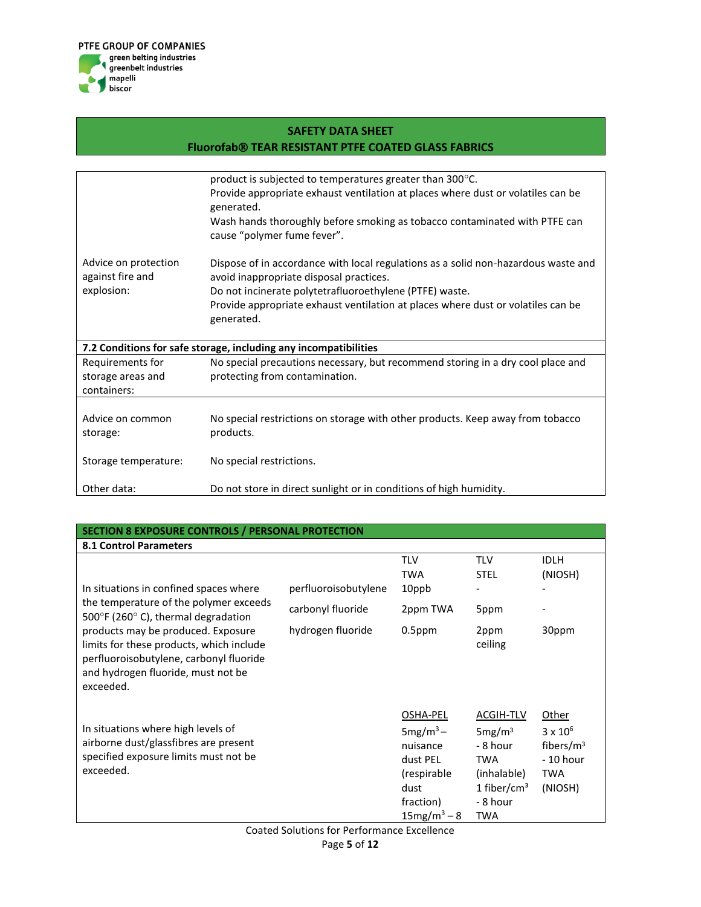## SAFETY DATA SHEET
## Fluorofab® TEAR RESISTANT PTFE COATED GLASS FABRICS

| | |
|---|---|
| | product is subjected to temperatures greater than 300°C.<br>Provide appropriate exhaust ventilation at places where dust or volatiles can be generated.<br>Wash hands thoroughly before smoking as tobacco contaminated with PTFE can cause "polymer fume fever". |
| Advice on protection against fire and explosion: | Dispose of in accordance with local regulations as a solid non-hazardous waste and avoid inappropriate disposal practices.<br>Do not incinerate polytetrafluoroethylene (PTFE) waste.<br>Provide appropriate exhaust ventilation at places where dust or volatiles can be generated. |

**7.2 Conditions for safe storage, including any incompatibilities**

| | |
|---|---|
| Requirements for storage areas and containers: | No special precautions necessary, but recommend storing in a dry cool place and protecting from contamination. |
| Advice on common storage: | No special restrictions on storage with other products. Keep away from tobacco products. |
| Storage temperature: | No special restrictions. |
| Other data: | Do not store in direct sunlight or in conditions of high humidity. |

## SECTION 8 EXPOSURE CONTROLS / PERSONAL PROTECTION

**8.1 Control Parameters**

| | | TLV TWA | TLV STEL | IDLH (NIOSH) |
|---|---|---|---|---|
| In situations in confined spaces where the temperature of the polymer exceeds 500°F (260° C), thermal degradation products may be produced. Exposure limits for these products, which include perfluoroisobutylene, carbonyl fluoride and hydrogen fluoride, must not be exceeded. | perfluoroisobutylene | 10ppb | - | - |
| | carbonyl fluoride | 2ppm TWA | 5ppm | - |
| | hydrogen fluoride | 0.5ppm | 2ppm ceiling | 30ppm |

| | OSHA-PEL | ACGIH-TLV | Other |
|---|---|---|---|
| In situations where high levels of airborne dust/glassfibres are present specified exposure limits must not be exceeded. | 5mg/m³ – nuisance dust PEL (respirable dust fraction)<br>15mg/m³ – 8 | 5mg/m³ - 8 hour TWA (inhalable)<br>1 fiber/cm³ - 8 hour TWA | $3 \times 10^6$ fibers/m³ - 10 hour TWA (NIOSH) |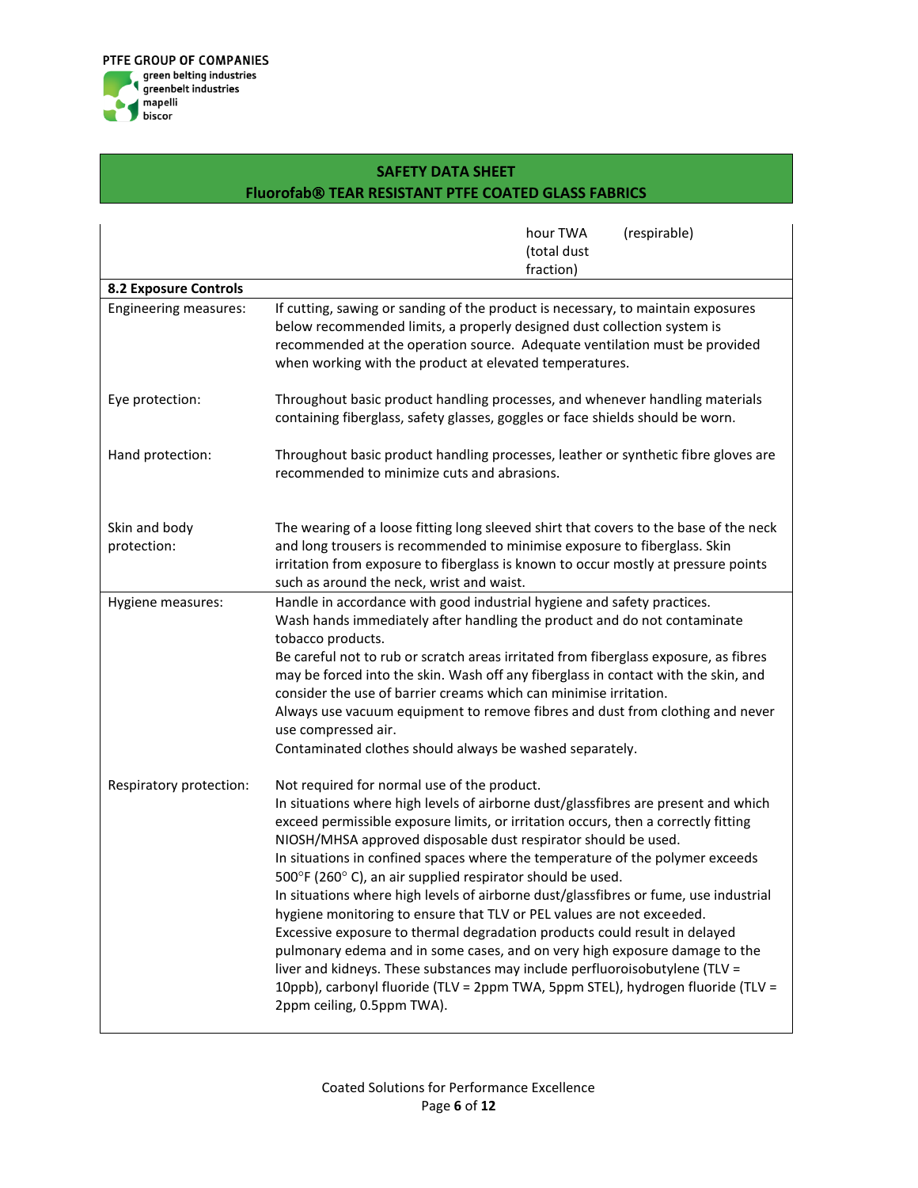| | | | |
|---|---|---|---|
| | | hour TWA (total dust fraction) | (respirable) |

| **8.2 Exposure Controls** | |
|---|---|
| Engineering measures: | If cutting, sawing or sanding of the product is necessary, to maintain exposures below recommended limits, a properly designed dust collection system is recommended at the operation source. Adequate ventilation must be provided when working with the product at elevated temperatures. |
| Eye protection: | Throughout basic product handling processes, and whenever handling materials containing fiberglass, safety glasses, goggles or face shields should be worn. |
| Hand protection: | Throughout basic product handling processes, leather or synthetic fibre gloves are recommended to minimize cuts and abrasions. |
| Skin and body protection: | The wearing of a loose fitting long sleeved shirt that covers to the base of the neck and long trousers is recommended to minimise exposure to fiberglass. Skin irritation from exposure to fiberglass is known to occur mostly at pressure points such as around the neck, wrist and waist. |
| Hygiene measures: | Handle in accordance with good industrial hygiene and safety practices.<br>Wash hands immediately after handling the product and do not contaminate tobacco products.<br>Be careful not to rub or scratch areas irritated from fiberglass exposure, as fibres may be forced into the skin. Wash off any fiberglass in contact with the skin, and consider the use of barrier creams which can minimise irritation.<br>Always use vacuum equipment to remove fibres and dust from clothing and never use compressed air.<br>Contaminated clothes should always be washed separately. |
| Respiratory protection: | Not required for normal use of the product.<br>In situations where high levels of airborne dust/glassfibres are present and which exceed permissible exposure limits, or irritation occurs, then a correctly fitting NIOSH/MHSA approved disposable dust respirator should be used.<br>In situations in confined spaces where the temperature of the polymer exceeds 500°F (260° C), an air supplied respirator should be used.<br>In situations where high levels of airborne dust/glassfibres or fume, use industrial hygiene monitoring to ensure that TLV or PEL values are not exceeded.<br>Excessive exposure to thermal degradation products could result in delayed pulmonary edema and in some cases, and on very high exposure damage to the liver and kidneys. These substances may include perfluoroisobutylene (TLV = 10ppb), carbonyl fluoride (TLV = 2ppm TWA, 5ppm STEL), hydrogen fluoride (TLV = 2ppm ceiling, 0.5ppm TWA). |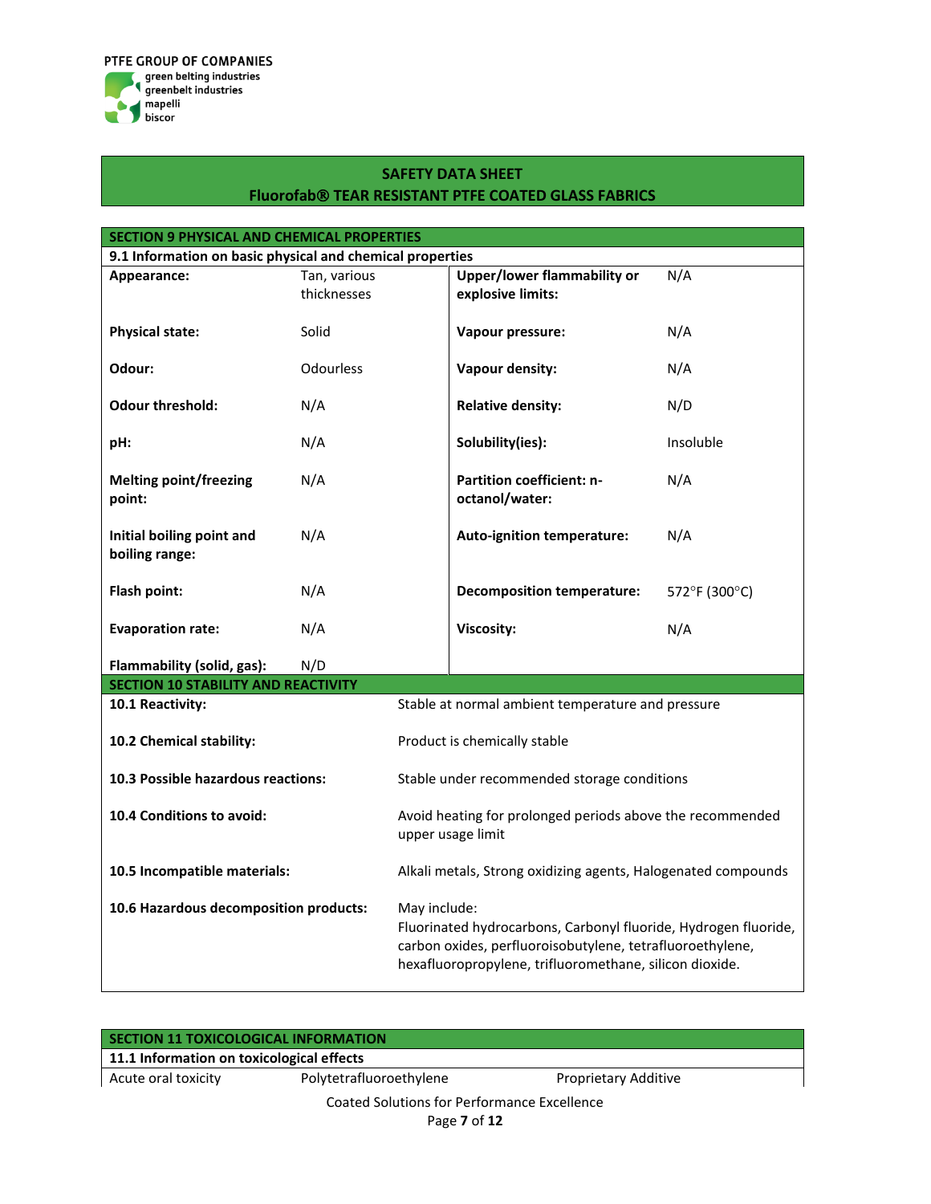PTFE GROUP OF COMPANIES
green belting industries
greenbelt industries
mapelli
biscor

## SAFETY DATA SHEET
## Fluorofab® TEAR RESISTANT PTFE COATED GLASS FABRICS

## SECTION 9 PHYSICAL AND CHEMICAL PROPERTIES

### 9.1 Information on basic physical and chemical properties

| | | | |
|---|---|---|---|
| **Appearance:** | Tan, various thicknesses | **Upper/lower flammability or explosive limits:** | N/A |
| **Physical state:** | Solid | **Vapour pressure:** | N/A |
| **Odour:** | Odourless | **Vapour density:** | N/A |
| **Odour threshold:** | N/A | **Relative density:** | N/D |
| **pH:** | N/A | **Solubility(ies):** | Insoluble |
| **Melting point/freezing point:** | N/A | **Partition coefficient: n-octanol/water:** | N/A |
| **Initial boiling point and boiling range:** | N/A | **Auto-ignition temperature:** | N/A |
| **Flash point:** | N/A | **Decomposition temperature:** | 572°F (300°C) |
| **Evaporation rate:** | N/A | **Viscosity:** | N/A |
| **Flammability (solid, gas):** | N/D | | |

## SECTION 10 STABILITY AND REACTIVITY

| | |
|---|---|
| **10.1 Reactivity:** | Stable at normal ambient temperature and pressure |
| **10.2 Chemical stability:** | Product is chemically stable |
| **10.3 Possible hazardous reactions:** | Stable under recommended storage conditions |
| **10.4 Conditions to avoid:** | Avoid heating for prolonged periods above the recommended upper usage limit |
| **10.5 Incompatible materials:** | Alkali metals, Strong oxidizing agents, Halogenated compounds |
| **10.6 Hazardous decomposition products:** | May include: Fluorinated hydrocarbons, Carbonyl fluoride, Hydrogen fluoride, carbon oxides, perfluoroisobutylene, tetrafluoroethylene, hexafluoropropylene, trifluoromethane, silicon dioxide. |

## SECTION 11 TOXICOLOGICAL INFORMATION

### 11.1 Information on toxicological effects

| | | |
|---|---|---|
| Acute oral toxicity | Polytetrafluoroethylene | Proprietary Additive |

Coated Solutions for Performance Excellence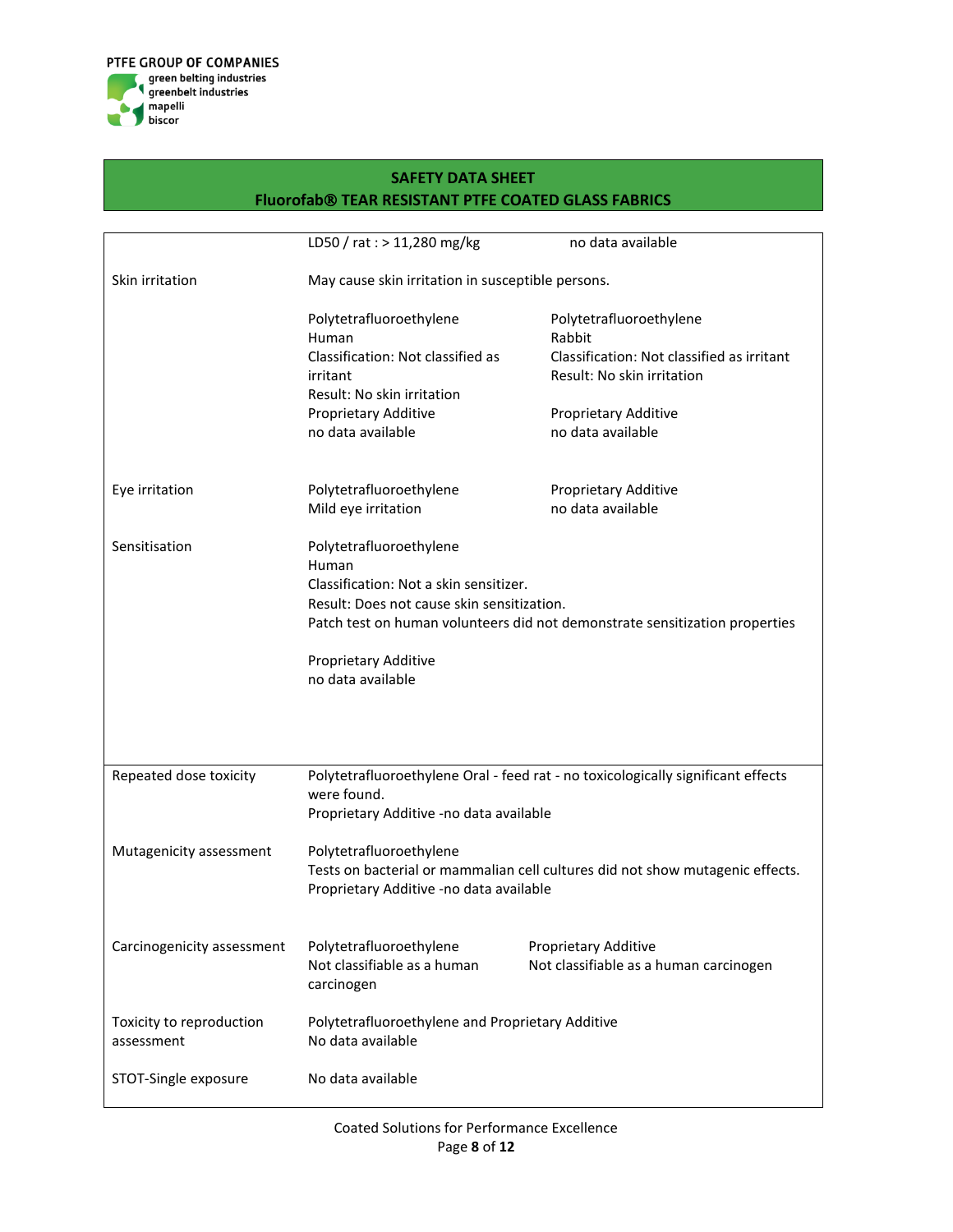| | | |
|---|---|---|
| | LD50 / rat : > 11,280 mg/kg | no data available |
| Skin irritation | May cause skin irritation in susceptible persons.<br><br>Polytetrafluoroethylene<br>Human<br>Classification: Not classified as irritant<br>Result: No skin irritation<br>Proprietary Additive<br>no data available | <br><br>Polytetrafluoroethylene<br>Rabbit<br>Classification: Not classified as irritant<br>Result: No skin irritation<br><br>Proprietary Additive<br>no data available |
| Eye irritation | Polytetrafluoroethylene<br>Mild eye irritation | Proprietary Additive<br>no data available |
| Sensitisation | Polytetrafluoroethylene<br>Human<br>Classification: Not a skin sensitizer.<br>Result: Does not cause skin sensitization.<br>Patch test on human volunteers did not demonstrate sensitization properties<br><br>Proprietary Additive<br>no data available | |
| Repeated dose toxicity | Polytetrafluoroethylene Oral - feed rat - no toxicologically significant effects were found.<br>Proprietary Additive -no data available | |
| Mutagenicity assessment | Polytetrafluoroethylene<br>Tests on bacterial or mammalian cell cultures did not show mutagenic effects.<br>Proprietary Additive -no data available | |
| Carcinogenicity assessment | Polytetrafluoroethylene<br>Not classifiable as a human carcinogen | Proprietary Additive<br>Not classifiable as a human carcinogen |
| Toxicity to reproduction assessment | Polytetrafluoroethylene and Proprietary Additive<br>No data available | |
| STOT-Single exposure | No data available | |

Coated Solutions for Performance Excellence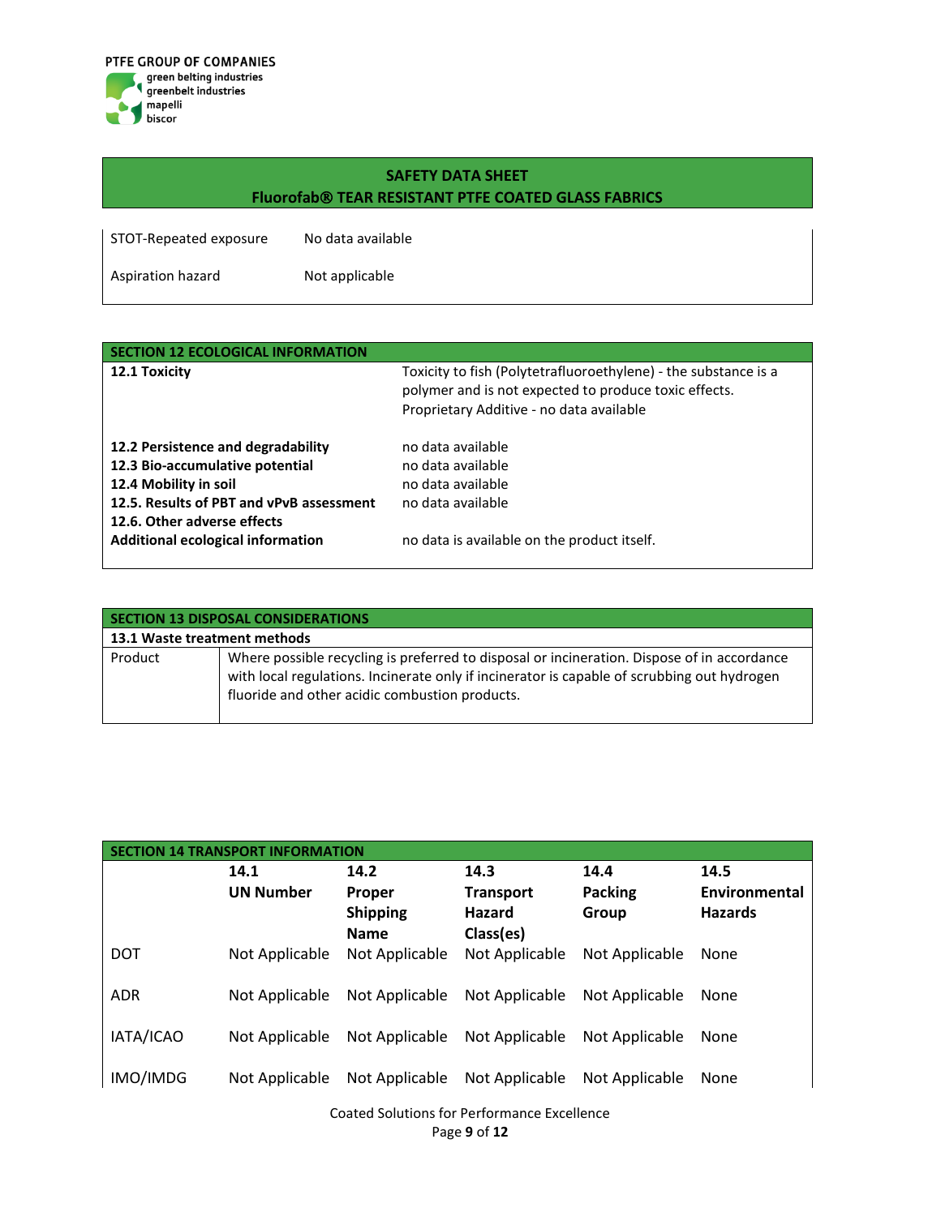| STOT-Repeated exposure | No data available |
|---|---|
| Aspiration hazard | Not applicable |

## SECTION 12 ECOLOGICAL INFORMATION

| | |
|---|---|
| **12.1 Toxicity** | Toxicity to fish (Polytetrafluoroethylene) - the substance is a polymer and is not expected to produce toxic effects. Proprietary Additive - no data available |
| **12.2 Persistence and degradability** | no data available |
| **12.3 Bio-accumulative potential** | no data available |
| **12.4 Mobility in soil** | no data available |
| **12.5. Results of PBT and vPvB assessment** | no data available |
| **12.6. Other adverse effects** | |
| **Additional ecological information** | no data is available on the product itself. |

## SECTION 13 DISPOSAL CONSIDERATIONS

**13.1 Waste treatment methods**

| | |
|---|---|
| Product | Where possible recycling is preferred to disposal or incineration. Dispose of in accordance with local regulations. Incinerate only if incinerator is capable of scrubbing out hydrogen fluoride and other acidic combustion products. |

## SECTION 14 TRANSPORT INFORMATION

| | **14.1 UN Number** | **14.2 Proper Shipping Name** | **14.3 Transport Hazard Class(es)** | **14.4 Packing Group** | **14.5 Environmental Hazards** |
|---|---|---|---|---|---|
| DOT | Not Applicable | Not Applicable | Not Applicable | Not Applicable | None |
| ADR | Not Applicable | Not Applicable | Not Applicable | Not Applicable | None |
| IATA/ICAO | Not Applicable | Not Applicable | Not Applicable | Not Applicable | None |
| IMO/IMDG | Not Applicable | Not Applicable | Not Applicable | Not Applicable | None |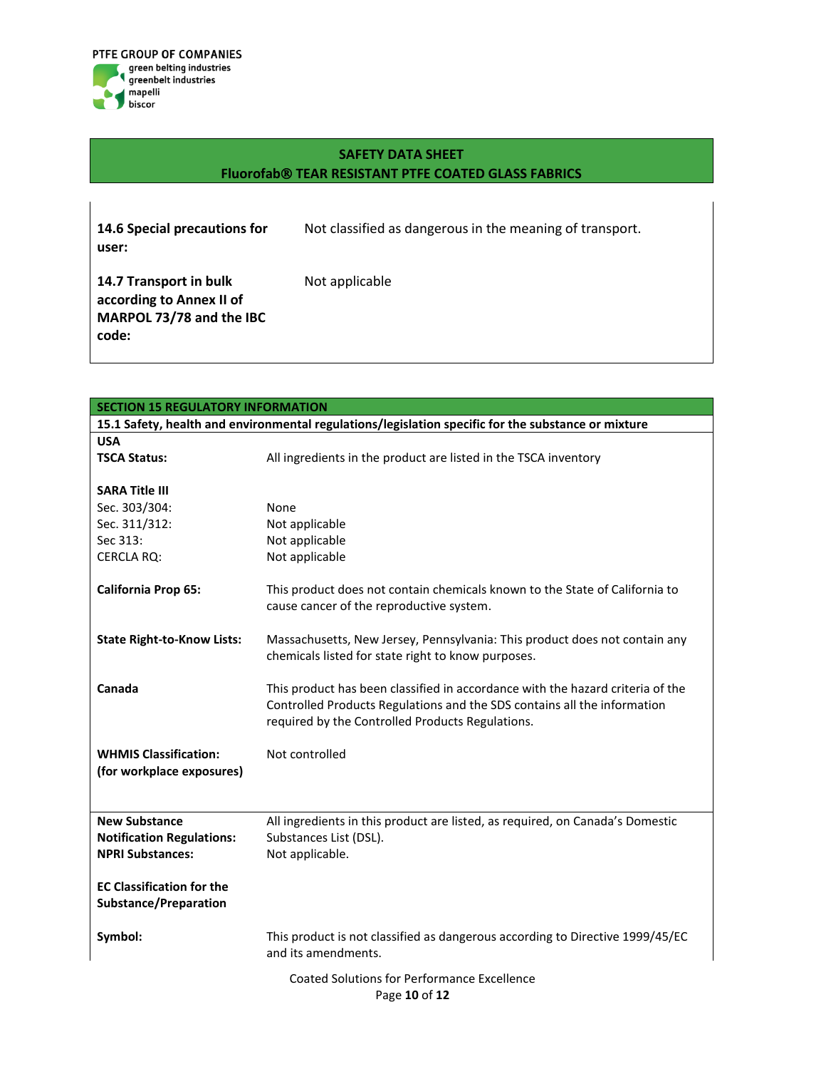**14.6 Special precautions for user:** Not classified as dangerous in the meaning of transport.

**14.7 Transport in bulk according to Annex II of MARPOL 73/78 and the IBC code:** Not applicable

## SECTION 15 REGULATORY INFORMATION

**15.1 Safety, health and environmental regulations/legislation specific for the substance or mixture**

**USA**

**TSCA Status:** All ingredients in the product are listed in the TSCA inventory

**SARA Title III**

| | |
|---|---|
| Sec. 303/304: | None |
| Sec. 311/312: | Not applicable |
| Sec 313: | Not applicable |
| CERCLA RQ: | Not applicable |

**California Prop 65:** This product does not contain chemicals known to the State of California to cause cancer of the reproductive system.

**State Right-to-Know Lists:** Massachusetts, New Jersey, Pennsylvania: This product does not contain any chemicals listed for state right to know purposes.

**Canada** This product has been classified in accordance with the hazard criteria of the Controlled Products Regulations and the SDS contains all the information required by the Controlled Products Regulations.

**WHMIS Classification: (for workplace exposures)** Not controlled

**New Substance Notification Regulations:** All ingredients in this product are listed, as required, on Canada's Domestic Substances List (DSL).

**NPRI Substances:** Not applicable.

**EC Classification for the Substance/Preparation**

**Symbol:** This product is not classified as dangerous according to Directive 1999/45/EC and its amendments.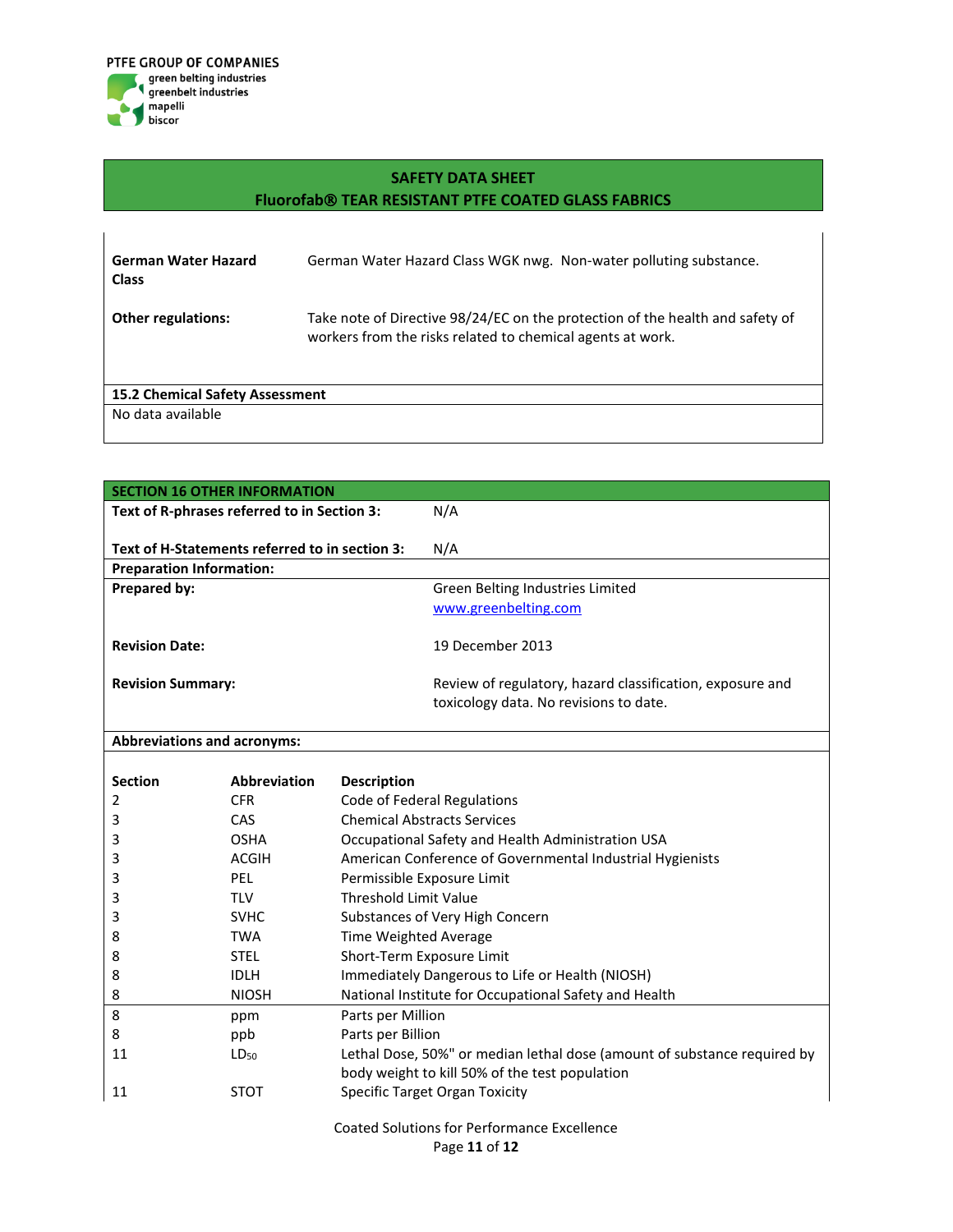| | |
|---|---|
| **German Water Hazard Class** | German Water Hazard Class WGK nwg. Non-water polluting substance. |
| **Other regulations:** | Take note of Directive 98/24/EC on the protection of the health and safety of workers from the risks related to chemical agents at work. |

**15.2 Chemical Safety Assessment**

No data available

## SECTION 16 OTHER INFORMATION

| | |
|---|---|
| **Text of R-phrases referred to in Section 3:** | N/A |
| **Text of H-Statements referred to in section 3:** | N/A |

**Preparation Information:**

| | |
|---|---|
| **Prepared by:** | Green Belting Industries Limited<br>www.greenbelting.com |
| **Revision Date:** | 19 December 2013 |
| **Revision Summary:** | Review of regulatory, hazard classification, exposure and toxicology data. No revisions to date. |

**Abbreviations and acronyms:**

| Section | Abbreviation | Description |
|---|---|---|
| 2 | CFR | Code of Federal Regulations |
| 3 | CAS | Chemical Abstracts Services |
| 3 | OSHA | Occupational Safety and Health Administration USA |
| 3 | ACGIH | American Conference of Governmental Industrial Hygienists |
| 3 | PEL | Permissible Exposure Limit |
| 3 | TLV | Threshold Limit Value |
| 3 | SVHC | Substances of Very High Concern |
| 8 | TWA | Time Weighted Average |
| 8 | STEL | Short-Term Exposure Limit |
| 8 | IDLH | Immediately Dangerous to Life or Health (NIOSH) |
| 8 | NIOSH | National Institute for Occupational Safety and Health |
| 8 | ppm | Parts per Million |
| 8 | ppb | Parts per Billion |
| 11 | $LD_{50}$ | Lethal Dose, 50%" or median lethal dose (amount of substance required by body weight to kill 50% of the test population |
| 11 | STOT | Specific Target Organ Toxicity |

Coated Solutions for Performance Excellence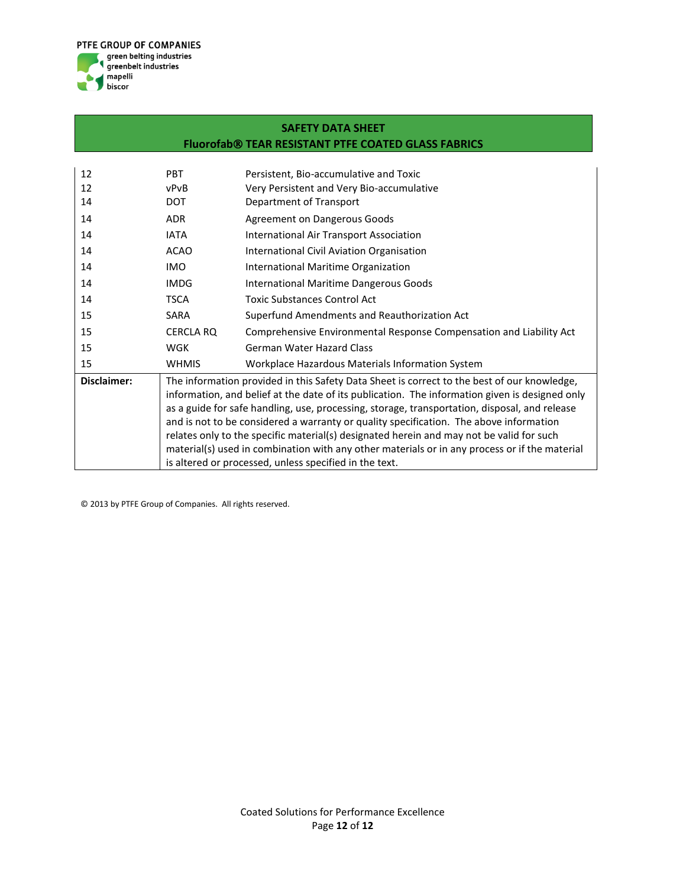| | | |
|---|---|---|
| 12 | PBT | Persistent, Bio-accumulative and Toxic |
| 12 | vPvB | Very Persistent and Very Bio-accumulative |
| 14 | DOT | Department of Transport |
| 14 | ADR | Agreement on Dangerous Goods |
| 14 | IATA | International Air Transport Association |
| 14 | ACAO | International Civil Aviation Organisation |
| 14 | IMO | International Maritime Organization |
| 14 | IMDG | International Maritime Dangerous Goods |
| 14 | TSCA | Toxic Substances Control Act |
| 15 | SARA | Superfund Amendments and Reauthorization Act |
| 15 | CERCLA RQ | Comprehensive Environmental Response Compensation and Liability Act |
| 15 | WGK | German Water Hazard Class |
| 15 | WHMIS | Workplace Hazardous Materials Information System |
| **Disclaimer:** | The information provided in this Safety Data Sheet is correct to the best of our knowledge, information, and belief at the date of its publication. The information given is designed only as a guide for safe handling, use, processing, storage, transportation, disposal, and release and is not to be considered a warranty or quality specification. The above information relates only to the specific material(s) designated herein and may not be valid for such material(s) used in combination with any other materials or in any process or if the material is altered or processed, unless specified in the text. | |

© 2013 by PTFE Group of Companies. All rights reserved.